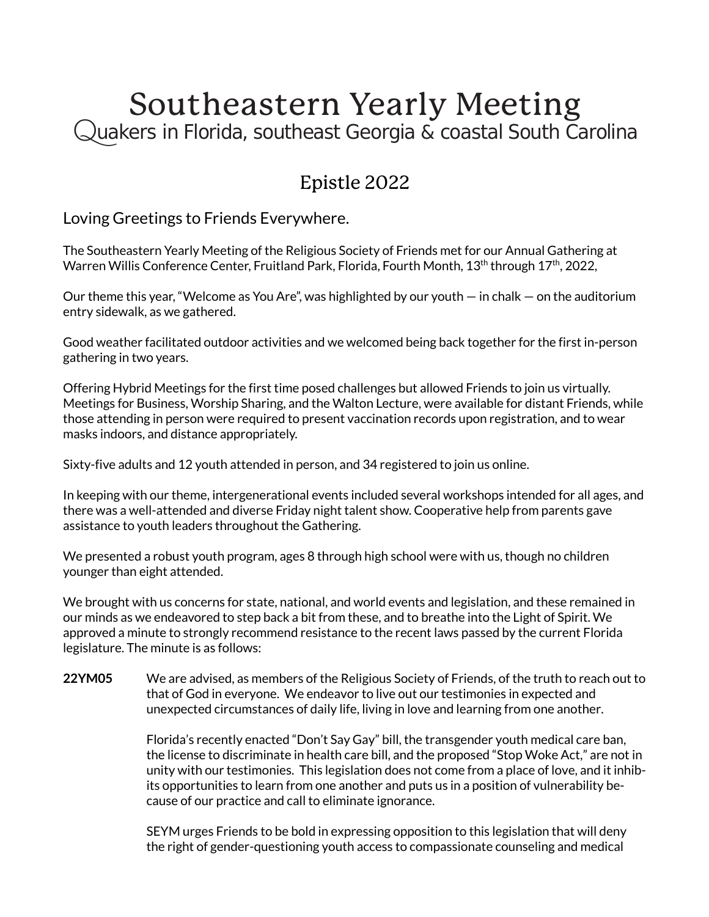# Southeastern Yearly Meeting

Quakers in Florida, southeast Georgia & coastal South Carolina

## Epistle 2022

### Loving Greetings to Friends Everywhere.

The Southeastern Yearly Meeting of the Religious Society of Friends met for our Annual Gathering at Warren Willis Conference Center, Fruitland Park, Florida, Fourth Month, 13th through 17th, 2022,

Our theme this year, "Welcome as You Are", was highlighted by our youth — in chalk — on the auditorium entry sidewalk, as we gathered.

Good weather facilitated outdoor activities and we welcomed being back together for the first in-person gathering in two years.

Offering Hybrid Meetings for the first time posed challenges but allowed Friends to join us virtually. Meetings for Business, Worship Sharing, and the Walton Lecture, were available for distant Friends, while those attending in person were required to present vaccination records upon registration, and to wear masks indoors, and distance appropriately.

Sixty-five adults and 12 youth attended in person, and 34 registered to join us online.

In keeping with our theme, intergenerational events included several workshops intended for all ages, and there was a well-attended and diverse Friday night talent show. Cooperative help from parents gave assistance to youth leaders throughout the Gathering.

We presented a robust youth program, ages 8 through high school were with us, though no children younger than eight attended.

We brought with us concerns for state, national, and world events and legislation, and these remained in our minds as we endeavored to step back a bit from these, and to breathe into the Light of Spirit. We approved a minute to strongly recommend resistance to the recent laws passed by the current Florida legislature. The minute is as follows:

**22YM05** We are advised, as members of the Religious Society of Friends, of the truth to reach out to that of God in everyone. We endeavor to live out our testimonies in expected and unexpected circumstances of daily life, living in love and learning from one another.

Florida's recently enacted "Don't Say Gay" bill, the transgender youth medical care ban, the license to discriminate in health care bill, and the proposed "Stop Woke Act," are not in unity with our testimonies. This legislation does not come from a place of love, and it inhibits opportunities to learn from one another and puts us in a position of vulnerability because of our practice and call to eliminate ignorance.

SEYM urges Friends to be bold in expressing opposition to this legislation that will deny the right of gender-questioning youth access to compassionate counseling and medical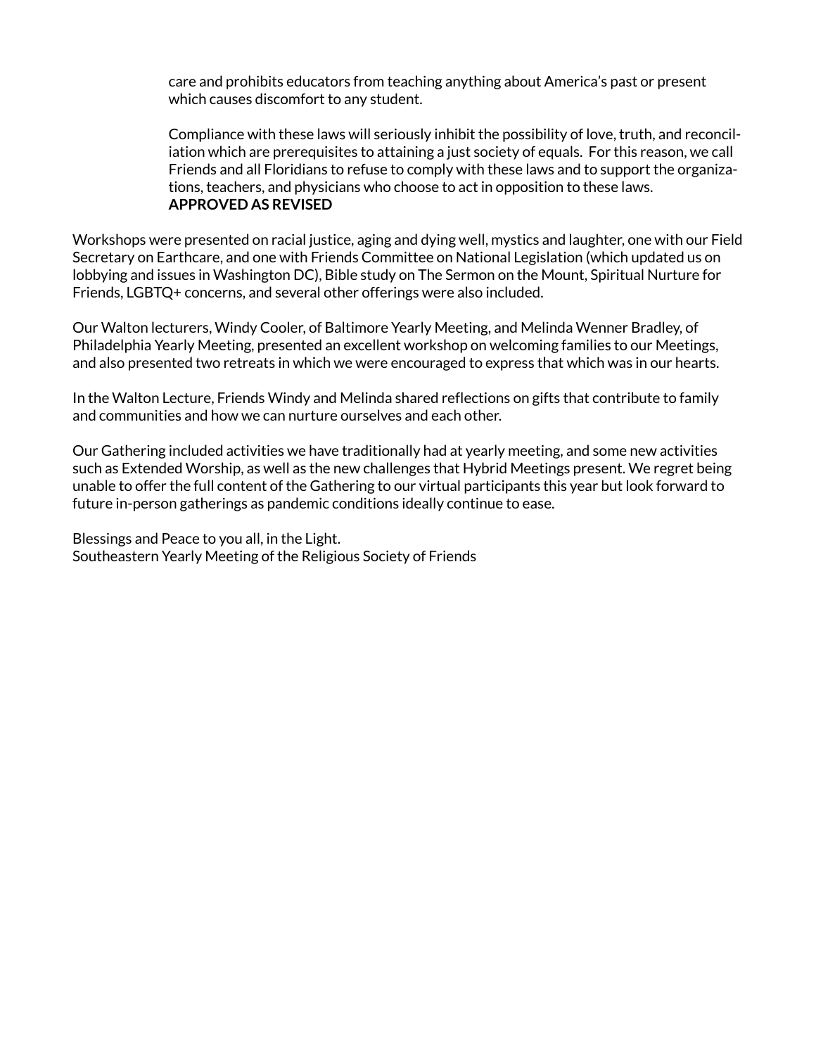care and prohibits educators from teaching anything about America's past or present which causes discomfort to any student.

Compliance with these laws will seriously inhibit the possibility of love, truth, and reconciliation which are prerequisites to attaining a just society of equals. For this reason, we call Friends and all Floridians to refuse to comply with these laws and to support the organizations, teachers, and physicians who choose to act in opposition to these laws.
**APPROVED AS REVISED**

Workshops were presented on racial justice, aging and dying well, mystics and laughter, one with our Field Secretary on Earthcare, and one with Friends Committee on National Legislation (which updated us on lobbying and issues in Washington DC), Bible study on The Sermon on the Mount, Spiritual Nurture for Friends, LGBTQ+ concerns, and several other offerings were also included.

Our Walton lecturers, Windy Cooler, of Baltimore Yearly Meeting, and Melinda Wenner Bradley, of Philadelphia Yearly Meeting, presented an excellent workshop on welcoming families to our Meetings, and also presented two retreats in which we were encouraged to express that which was in our hearts.

In the Walton Lecture, Friends Windy and Melinda shared reflections on gifts that contribute to family and communities and how we can nurture ourselves and each other.

Our Gathering included activities we have traditionally had at yearly meeting, and some new activities such as Extended Worship, as well as the new challenges that Hybrid Meetings present. We regret being unable to offer the full content of the Gathering to our virtual participants this year but look forward to future in-person gatherings as pandemic conditions ideally continue to ease.

Blessings and Peace to you all, in the Light.
Southeastern Yearly Meeting of the Religious Society of Friends